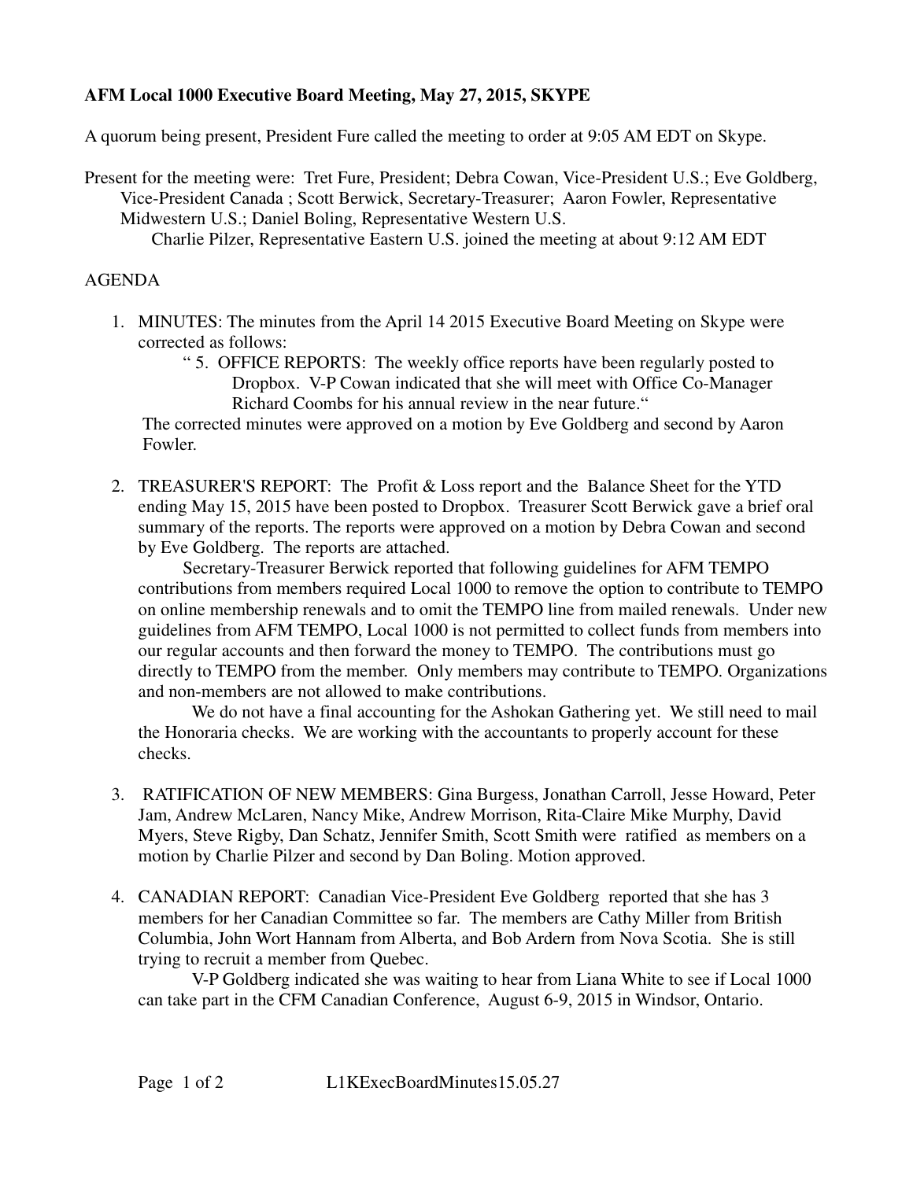**AFM Local 1000 Executive Board Meeting, May 27, 2015, SKYPE**

A quorum being present, President Fure called the meeting to order at 9:05 AM EDT on Skype.

Present for the meeting were: Tret Fure, President; Debra Cowan, Vice-President U.S.; Eve Goldberg, Vice-President Canada ; Scott Berwick, Secretary-Treasurer; Aaron Fowler, Representative Midwestern U.S.; Daniel Boling, Representative Western U.S.
Charlie Pilzer, Representative Eastern U.S. joined the meeting at about 9:12 AM EDT

AGENDA

1. MINUTES: The minutes from the April 14 2015 Executive Board Meeting on Skype were corrected as follows:

   " 5. OFFICE REPORTS: The weekly office reports have been regularly posted to Dropbox. V-P Cowan indicated that she will meet with Office Co-Manager Richard Coombs for his annual review in the near future."

   The corrected minutes were approved on a motion by Eve Goldberg and second by Aaron Fowler.

2. TREASURER'S REPORT: The Profit & Loss report and the Balance Sheet for the YTD ending May 15, 2015 have been posted to Dropbox. Treasurer Scott Berwick gave a brief oral summary of the reports. The reports were approved on a motion by Debra Cowan and second by Eve Goldberg. The reports are attached.

   Secretary-Treasurer Berwick reported that following guidelines for AFM TEMPO contributions from members required Local 1000 to remove the option to contribute to TEMPO on online membership renewals and to omit the TEMPO line from mailed renewals. Under new guidelines from AFM TEMPO, Local 1000 is not permitted to collect funds from members into our regular accounts and then forward the money to TEMPO. The contributions must go directly to TEMPO from the member. Only members may contribute to TEMPO. Organizations and non-members are not allowed to make contributions.

   We do not have a final accounting for the Ashokan Gathering yet. We still need to mail the Honoraria checks. We are working with the accountants to properly account for these checks.

3. RATIFICATION OF NEW MEMBERS: Gina Burgess, Jonathan Carroll, Jesse Howard, Peter Jam, Andrew McLaren, Nancy Mike, Andrew Morrison, Rita-Claire Mike Murphy, David Myers, Steve Rigby, Dan Schatz, Jennifer Smith, Scott Smith were ratified as members on a motion by Charlie Pilzer and second by Dan Boling. Motion approved.

4. CANADIAN REPORT: Canadian Vice-President Eve Goldberg reported that she has 3 members for her Canadian Committee so far. The members are Cathy Miller from British Columbia, John Wort Hannam from Alberta, and Bob Ardern from Nova Scotia. She is still trying to recruit a member from Quebec.

   V-P Goldberg indicated she was waiting to hear from Liana White to see if Local 1000 can take part in the CFM Canadian Conference, August 6-9, 2015 in Windsor, Ontario.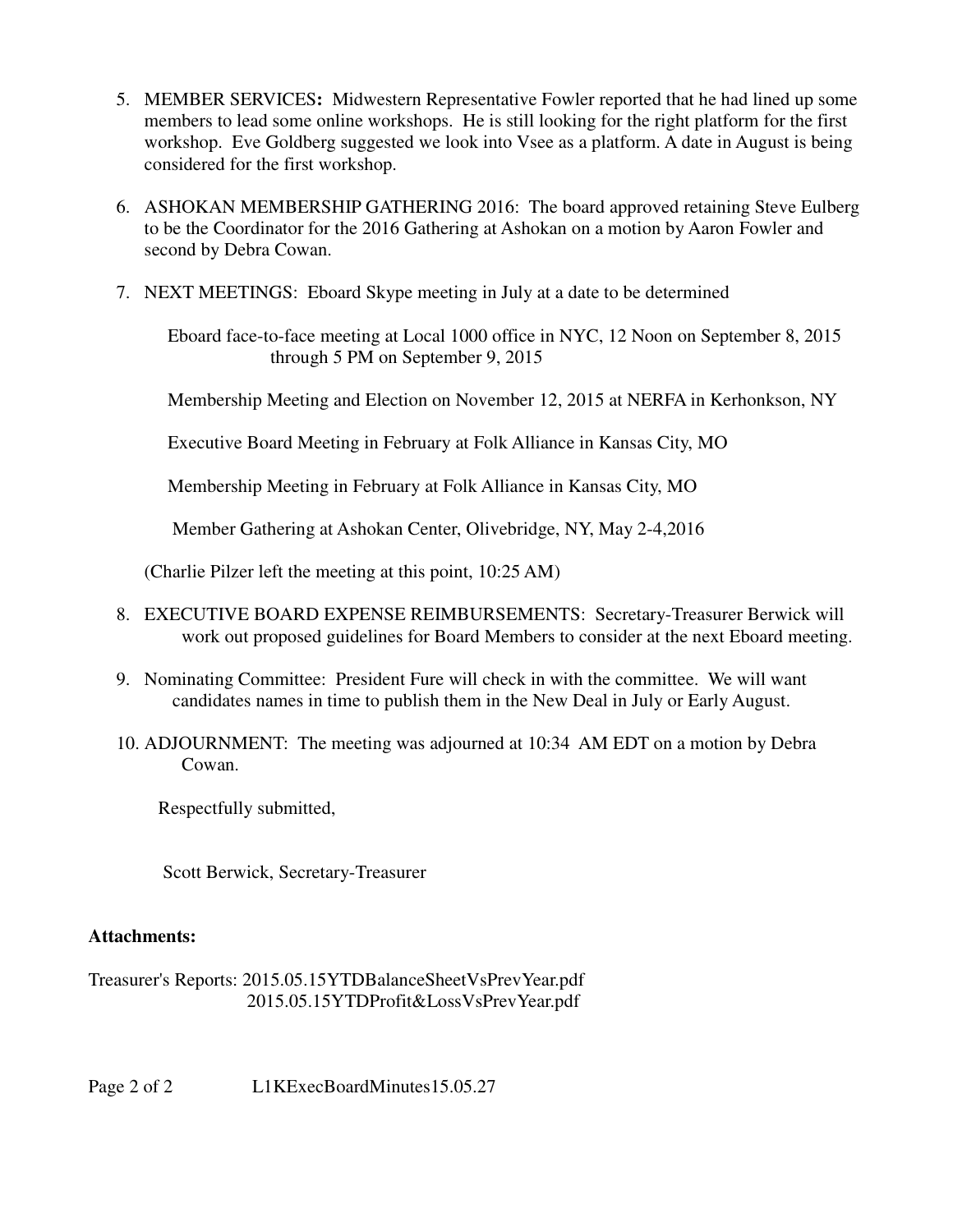5. MEMBER SERVICES**:** Midwestern Representative Fowler reported that he had lined up some members to lead some online workshops. He is still looking for the right platform for the first workshop. Eve Goldberg suggested we look into Vsee as a platform. A date in August is being considered for the first workshop.

6. ASHOKAN MEMBERSHIP GATHERING 2016: The board approved retaining Steve Eulberg to be the Coordinator for the 2016 Gathering at Ashokan on a motion by Aaron Fowler and second by Debra Cowan.

7. NEXT MEETINGS: Eboard Skype meeting in July at a date to be determined

   Eboard face-to-face meeting at Local 1000 office in NYC, 12 Noon on September 8, 2015 through 5 PM on September 9, 2015

   Membership Meeting and Election on November 12, 2015 at NERFA in Kerhonkson, NY

   Executive Board Meeting in February at Folk Alliance in Kansas City, MO

   Membership Meeting in February at Folk Alliance in Kansas City, MO

   Member Gathering at Ashokan Center, Olivebridge, NY, May 2-4,2016

   (Charlie Pilzer left the meeting at this point, 10:25 AM)

8. EXECUTIVE BOARD EXPENSE REIMBURSEMENTS: Secretary-Treasurer Berwick will work out proposed guidelines for Board Members to consider at the next Eboard meeting.

9. Nominating Committee: President Fure will check in with the committee. We will want candidates names in time to publish them in the New Deal in July or Early August.

10. ADJOURNMENT: The meeting was adjourned at 10:34 AM EDT on a motion by Debra Cowan.

Respectfully submitted,

Scott Berwick, Secretary-Treasurer

**Attachments:**

Treasurer's Reports: 2015.05.15YTDBalanceSheetVsPrevYear.pdf
2015.05.15YTDProfit&LossVsPrevYear.pdf